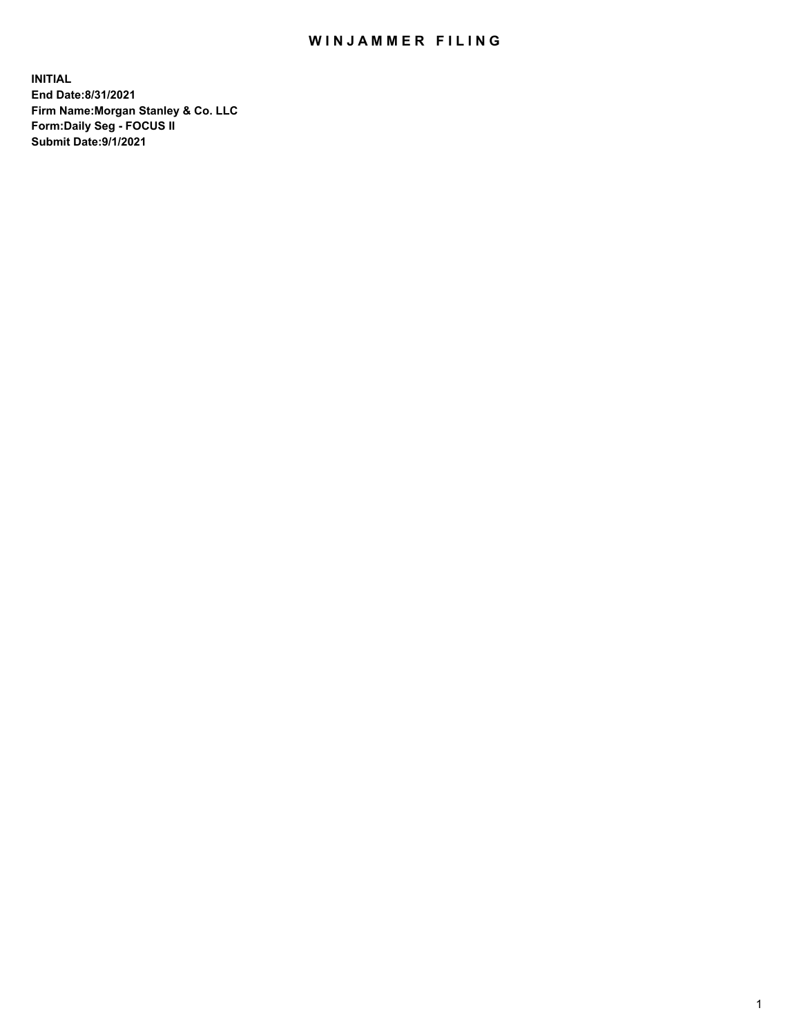# WINJAMMER FILING

**INITIAL**
**End Date:8/31/2021**
**Firm Name:Morgan Stanley & Co. LLC**
**Form:Daily Seg - FOCUS II**
**Submit Date:9/1/2021**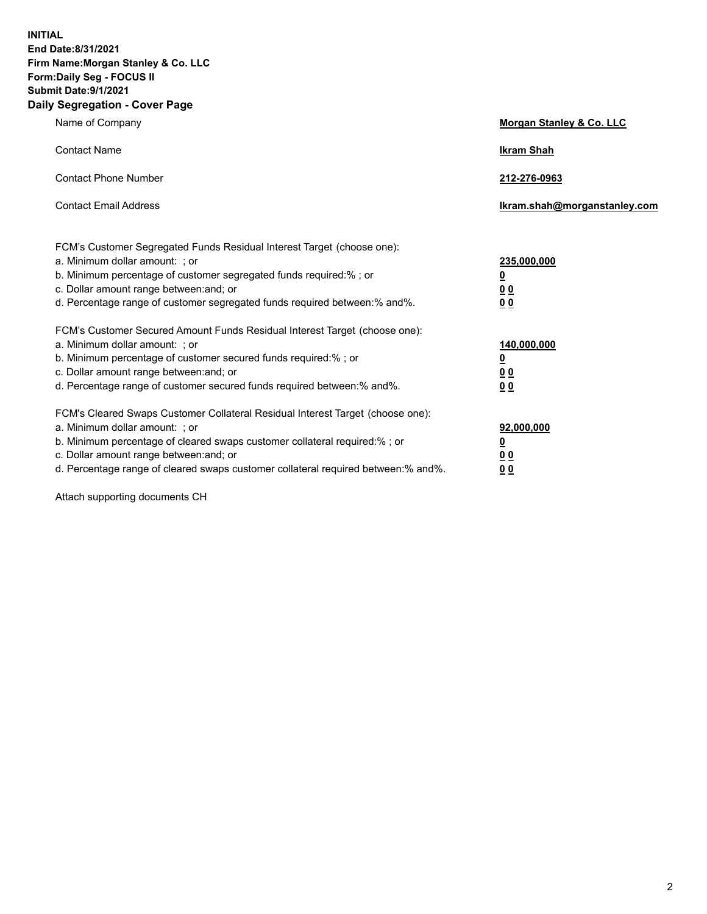**INITIAL**
**End Date:8/31/2021**
**Firm Name:Morgan Stanley & Co. LLC**
**Form:Daily Seg - FOCUS II**
**Submit Date:9/1/2021**

## Daily Segregation - Cover Page

| | |
|---|---|
| Name of Company | **Morgan Stanley & Co. LLC** |
| Contact Name | **Ikram Shah** |
| Contact Phone Number | **212-276-0963** |
| Contact Email Address | **Ikram.shah@morganstanley.com** |

| | |
|---|---|
| FCM's Customer Segregated Funds Residual Interest Target (choose one): | |
| a. Minimum dollar amount: ; or | **235,000,000** |
| b. Minimum percentage of customer segregated funds required:% ; or | **0** |
| c. Dollar amount range between:and; or | **0 0** |
| d. Percentage range of customer segregated funds required between:% and%. | **0 0** |
| FCM's Customer Secured Amount Funds Residual Interest Target (choose one): | |
| a. Minimum dollar amount: ; or | **140,000,000** |
| b. Minimum percentage of customer secured funds required:% ; or | **0** |
| c. Dollar amount range between:and; or | **0 0** |
| d. Percentage range of customer secured funds required between:% and%. | **0 0** |
| FCM's Cleared Swaps Customer Collateral Residual Interest Target (choose one): | |
| a. Minimum dollar amount: ; or | **92,000,000** |
| b. Minimum percentage of cleared swaps customer collateral required:% ; or | **0** |
| c. Dollar amount range between:and; or | **0 0** |
| d. Percentage range of cleared swaps customer collateral required between:% and%. | **0 0** |

Attach supporting documents CH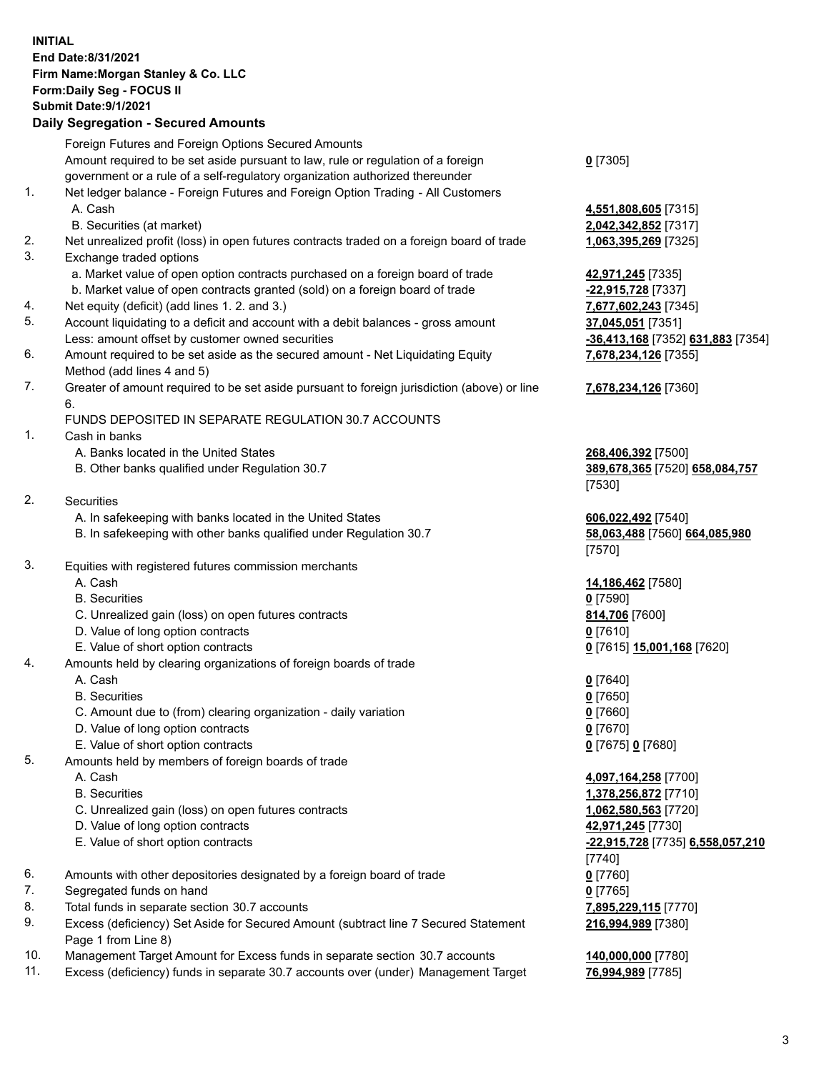**INITIAL**
**End Date:8/31/2021**
**Firm Name:Morgan Stanley & Co. LLC**
**Form:Daily Seg - FOCUS II**
**Submit Date:9/1/2021**
**Daily Segregation - Secured Amounts**

| | | |
|---|---|---|
| | Foreign Futures and Foreign Options Secured Amounts | |
| | Amount required to be set aside pursuant to law, rule or regulation of a foreign government or a rule of a self-regulatory organization authorized thereunder | **0** [7305] |
| 1. | Net ledger balance - Foreign Futures and Foreign Option Trading - All Customers | |
| | A. Cash | **4,551,808,605** [7315] |
| | B. Securities (at market) | **2,042,342,852** [7317] |
| 2. | Net unrealized profit (loss) in open futures contracts traded on a foreign board of trade | **1,063,395,269** [7325] |
| 3. | Exchange traded options | |
| | a. Market value of open option contracts purchased on a foreign board of trade | **42,971,245** [7335] |
| | b. Market value of open contracts granted (sold) on a foreign board of trade | **-22,915,728** [7337] |
| 4. | Net equity (deficit) (add lines 1. 2. and 3.) | **7,677,602,243** [7345] |
| 5. | Account liquidating to a deficit and account with a debit balances - gross amount | **37,045,051** [7351] |
| | Less: amount offset by customer owned securities | **-36,413,168** [7352] **631,883** [7354] |
| 6. | Amount required to be set aside as the secured amount - Net Liquidating Equity Method (add lines 4 and 5) | **7,678,234,126** [7355] |
| 7. | Greater of amount required to be set aside pursuant to foreign jurisdiction (above) or line 6. | **7,678,234,126** [7360] |
| | FUNDS DEPOSITED IN SEPARATE REGULATION 30.7 ACCOUNTS | |
| 1. | Cash in banks | |
| | A. Banks located in the United States | **268,406,392** [7500] |
| | B. Other banks qualified under Regulation 30.7 | **389,678,365** [7520] **658,084,757** [7530] |
| 2. | Securities | |
| | A. In safekeeping with banks located in the United States | **606,022,492** [7540] |
| | B. In safekeeping with other banks qualified under Regulation 30.7 | **58,063,488** [7560] **664,085,980** [7570] |
| 3. | Equities with registered futures commission merchants | |
| | A. Cash | **14,186,462** [7580] |
| | B. Securities | **0** [7590] |
| | C. Unrealized gain (loss) on open futures contracts | **814,706** [7600] |
| | D. Value of long option contracts | **0** [7610] |
| | E. Value of short option contracts | **0** [7615] **15,001,168** [7620] |
| 4. | Amounts held by clearing organizations of foreign boards of trade | |
| | A. Cash | **0** [7640] |
| | B. Securities | **0** [7650] |
| | C. Amount due to (from) clearing organization - daily variation | **0** [7660] |
| | D. Value of long option contracts | **0** [7670] |
| | E. Value of short option contracts | **0** [7675] **0** [7680] |
| 5. | Amounts held by members of foreign boards of trade | |
| | A. Cash | **4,097,164,258** [7700] |
| | B. Securities | **1,378,256,872** [7710] |
| | C. Unrealized gain (loss) on open futures contracts | **1,062,580,563** [7720] |
| | D. Value of long option contracts | **42,971,245** [7730] |
| | E. Value of short option contracts | **-22,915,728** [7735] **6,558,057,210** [7740] |
| 6. | Amounts with other depositories designated by a foreign board of trade | **0** [7760] |
| 7. | Segregated funds on hand | **0** [7765] |
| 8. | Total funds in separate section 30.7 accounts | **7,895,229,115** [7770] |
| 9. | Excess (deficiency) Set Aside for Secured Amount (subtract line 7 Secured Statement Page 1 from Line 8) | **216,994,989** [7380] |
| 10. | Management Target Amount for Excess funds in separate section 30.7 accounts | **140,000,000** [7780] |
| 11. | Excess (deficiency) funds in separate 30.7 accounts over (under) Management Target | **76,994,989** [7785] |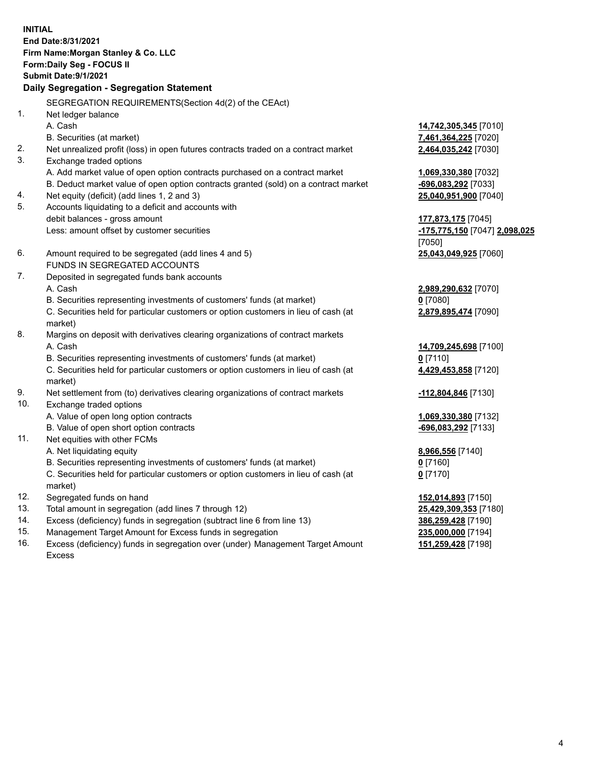**INITIAL**
**End Date:8/31/2021**
**Firm Name:Morgan Stanley & Co. LLC**
**Form:Daily Seg - FOCUS II**
**Submit Date:9/1/2021**

**Daily Segregation - Segregation Statement**

SEGREGATION REQUIREMENTS(Section 4d(2) of the CEAct)

| | | |
|---|---|---|
| 1. | Net ledger balance | |
| | A. Cash | **14,742,305,345** [7010] |
| | B. Securities (at market) | **7,461,364,225** [7020] |
| 2. | Net unrealized profit (loss) in open futures contracts traded on a contract market | **2,464,035,242** [7030] |
| 3. | Exchange traded options | |
| | A. Add market value of open option contracts purchased on a contract market | **1,069,330,380** [7032] |
| | B. Deduct market value of open option contracts granted (sold) on a contract market | **-696,083,292** [7033] |
| 4. | Net equity (deficit) (add lines 1, 2 and 3) | **25,040,951,900** [7040] |
| 5. | Accounts liquidating to a deficit and accounts with debit balances - gross amount | **177,873,175** [7045] |
| | Less: amount offset by customer securities | **-175,775,150** [7047] **2,098,025** [7050] |
| 6. | Amount required to be segregated (add lines 4 and 5) | **25,043,049,925** [7060] |
| | FUNDS IN SEGREGATED ACCOUNTS | |
| 7. | Deposited in segregated funds bank accounts | |
| | A. Cash | **2,989,290,632** [7070] |
| | B. Securities representing investments of customers' funds (at market) | **0** [7080] |
| | C. Securities held for particular customers or option customers in lieu of cash (at market) | **2,879,895,474** [7090] |
| 8. | Margins on deposit with derivatives clearing organizations of contract markets | |
| | A. Cash | **14,709,245,698** [7100] |
| | B. Securities representing investments of customers' funds (at market) | **0** [7110] |
| | C. Securities held for particular customers or option customers in lieu of cash (at market) | **4,429,453,858** [7120] |
| 9. | Net settlement from (to) derivatives clearing organizations of contract markets | **-112,804,846** [7130] |
| 10. | Exchange traded options | |
| | A. Value of open long option contracts | **1,069,330,380** [7132] |
| | B. Value of open short option contracts | **-696,083,292** [7133] |
| 11. | Net equities with other FCMs | |
| | A. Net liquidating equity | **8,966,556** [7140] |
| | B. Securities representing investments of customers' funds (at market) | **0** [7160] |
| | C. Securities held for particular customers or option customers in lieu of cash (at market) | **0** [7170] |
| 12. | Segregated funds on hand | **152,014,893** [7150] |
| 13. | Total amount in segregation (add lines 7 through 12) | **25,429,309,353** [7180] |
| 14. | Excess (deficiency) funds in segregation (subtract line 6 from line 13) | **386,259,428** [7190] |
| 15. | Management Target Amount for Excess funds in segregation | **235,000,000** [7194] |
| 16. | Excess (deficiency) funds in segregation over (under) Management Target Amount Excess | **151,259,428** [7198] |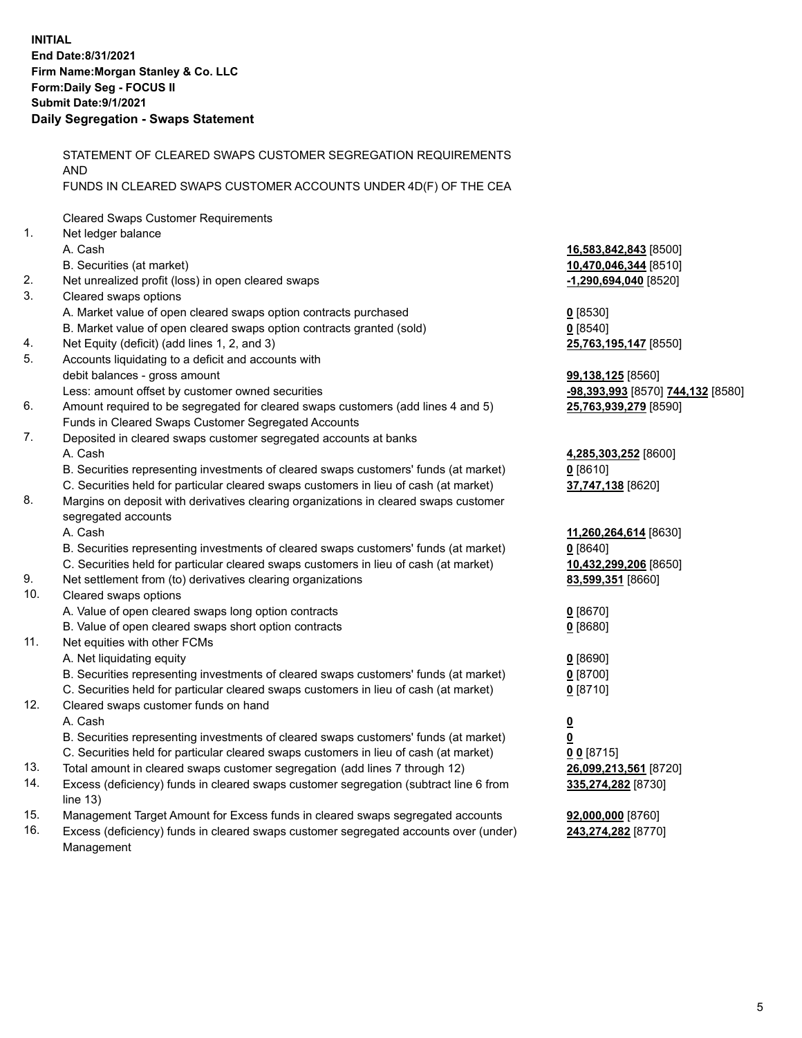**INITIAL**
**End Date:8/31/2021**
**Firm Name:Morgan Stanley & Co. LLC**
**Form:Daily Seg - FOCUS II**
**Submit Date:9/1/2021**
**Daily Segregation - Swaps Statement**

STATEMENT OF CLEARED SWAPS CUSTOMER SEGREGATION REQUIREMENTS AND FUNDS IN CLEARED SWAPS CUSTOMER ACCOUNTS UNDER 4D(F) OF THE CEA

| | | |
|---|---|---|
| | Cleared Swaps Customer Requirements | |
| 1. | Net ledger balance | |
| | A. Cash | **16,583,842,843** [8500] |
| | B. Securities (at market) | **10,470,046,344** [8510] |
| 2. | Net unrealized profit (loss) in open cleared swaps | **-1,290,694,040** [8520] |
| 3. | Cleared swaps options | |
| | A. Market value of open cleared swaps option contracts purchased | **0** [8530] |
| | B. Market value of open cleared swaps option contracts granted (sold) | **0** [8540] |
| 4. | Net Equity (deficit) (add lines 1, 2, and 3) | **25,763,195,147** [8550] |
| 5. | Accounts liquidating to a deficit and accounts with debit balances - gross amount | **99,138,125** [8560] |
| | Less: amount offset by customer owned securities | **-98,393,993** [8570] **744,132** [8580] |
| 6. | Amount required to be segregated for cleared swaps customers (add lines 4 and 5) | **25,763,939,279** [8590] |
| | Funds in Cleared Swaps Customer Segregated Accounts | |
| 7. | Deposited in cleared swaps customer segregated accounts at banks | |
| | A. Cash | **4,285,303,252** [8600] |
| | B. Securities representing investments of cleared swaps customers' funds (at market) | **0** [8610] |
| | C. Securities held for particular cleared swaps customers in lieu of cash (at market) | **37,747,138** [8620] |
| 8. | Margins on deposit with derivatives clearing organizations in cleared swaps customer segregated accounts | |
| | A. Cash | **11,260,264,614** [8630] |
| | B. Securities representing investments of cleared swaps customers' funds (at market) | **0** [8640] |
| | C. Securities held for particular cleared swaps customers in lieu of cash (at market) | **10,432,299,206** [8650] |
| 9. | Net settlement from (to) derivatives clearing organizations | **83,599,351** [8660] |
| 10. | Cleared swaps options | |
| | A. Value of open cleared swaps long option contracts | **0** [8670] |
| | B. Value of open cleared swaps short option contracts | **0** [8680] |
| 11. | Net equities with other FCMs | |
| | A. Net liquidating equity | **0** [8690] |
| | B. Securities representing investments of cleared swaps customers' funds (at market) | **0** [8700] |
| | C. Securities held for particular cleared swaps customers in lieu of cash (at market) | **0** [8710] |
| 12. | Cleared swaps customer funds on hand | |
| | A. Cash | **0** |
| | B. Securities representing investments of cleared swaps customers' funds (at market) | **0** |
| | C. Securities held for particular cleared swaps customers in lieu of cash (at market) | **0** **0** [8715] |
| 13. | Total amount in cleared swaps customer segregation (add lines 7 through 12) | **26,099,213,561** [8720] |
| 14. | Excess (deficiency) funds in cleared swaps customer segregation (subtract line 6 from line 13) | **335,274,282** [8730] |
| 15. | Management Target Amount for Excess funds in cleared swaps segregated accounts | **92,000,000** [8760] |
| 16. | Excess (deficiency) funds in cleared swaps customer segregated accounts over (under) Management | **243,274,282** [8770] |